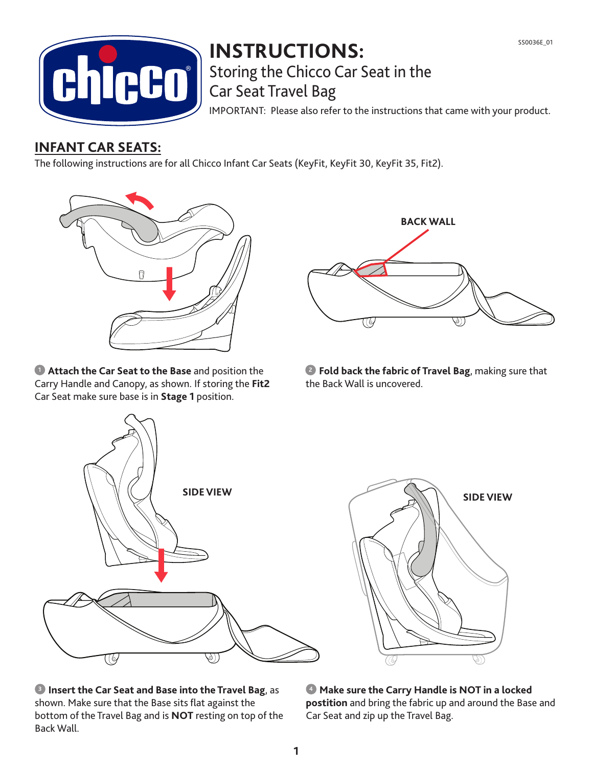# INSTRUCTIONS:

## Storing the Chicco Car Seat in the Car Seat Travel Bag

IMPORTANT: Please also refer to the instructions that came with your product.

SS0036E_01

## INFANT CAR SEATS:

The following instructions are for all Chicco Infant Car Seats (KeyFit, KeyFit 30, KeyFit 35, Fit2).

BACK WALL

1 **Attach the Car Seat to the Base** and position the Carry Handle and Canopy, as shown. If storing the **Fit2** Car Seat make sure base is in **Stage 1** position.

2 **Fold back the fabric of Travel Bag**, making sure that the Back Wall is uncovered.

SIDE VIEW

SIDE VIEW

3 **Insert the Car Seat and Base into the Travel Bag**, as shown. Make sure that the Base sits flat against the bottom of the Travel Bag and is **NOT** resting on top of the Back Wall.

4 **Make sure the Carry Handle is NOT in a locked postition** and bring the fabric up and around the Base and Car Seat and zip up the Travel Bag.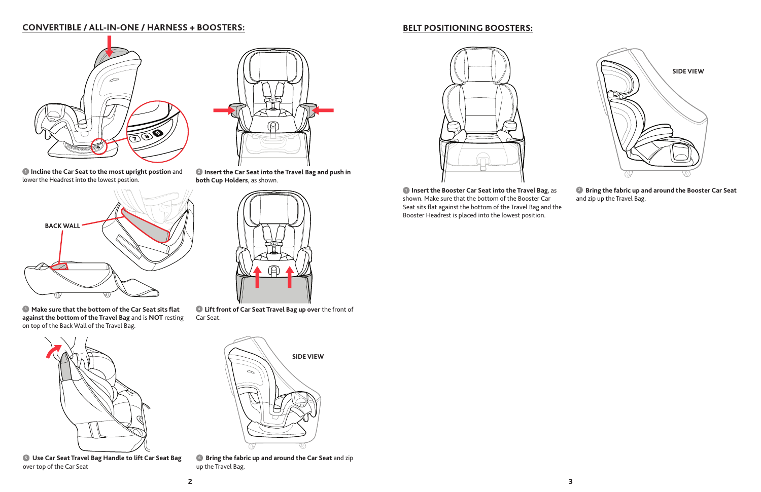## CONVERTIBLE / ALL-IN-ONE / HARNESS + BOOSTERS:

1 **Incline the Car Seat to the most upright postion** and lower the Headrest into the lowest postion.

2 **Insert the Car Seat into the Travel Bag and push in both Cup Holders**, as shown.

BACK WALL

3 **Make sure that the bottom of the Car Seat sits flat against the bottom of the Travel Bag** and is **NOT** resting on top of the Back Wall of the Travel Bag.

4 **Lift front of Car Seat Travel Bag up over** the front of Car Seat.

5 **Use Car Seat Travel Bag Handle to lift Car Seat Bag** over top of the Car Seat

SIDE VIEW

6 **Bring the fabric up and around the Car Seat** and zip up the Travel Bag.

## BELT POSITIONING BOOSTERS:

1 **Insert the Booster Car Seat into the Travel Bag**, as shown. Make sure that the bottom of the Booster Car Seat sits flat against the bottom of the Travel Bag and the Booster Headrest is placed into the lowest position.

SIDE VIEW

2 **Bring the fabric up and around the Booster Car Seat** and zip up the Travel Bag.